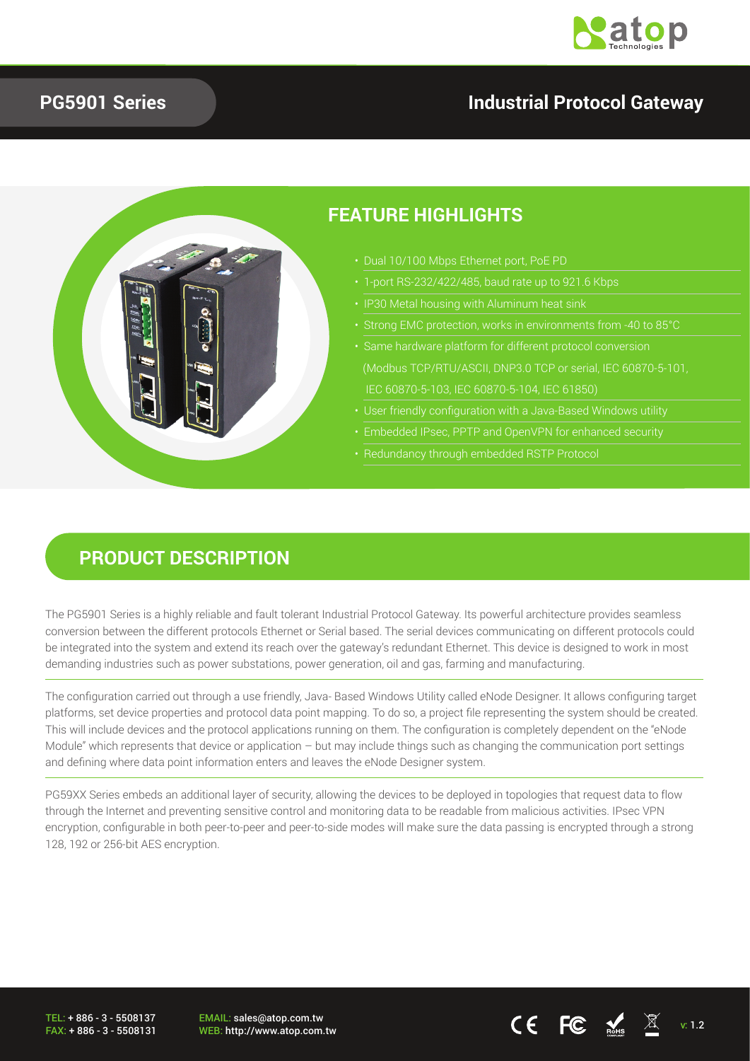# PG5901 Series

## Industrial Protocol Gateway

## FEATURE HIGHLIGHTS

- Dual 10/100 Mbps Ethernet port, PoE PD
- 1-port RS-232/422/485, baud rate up to 921.6 Kbps
- IP30 Metal housing with Aluminum heat sink
- Strong EMC protection, works in environments from -40 to 85°C
- Same hardware platform for different protocol conversion (Modbus TCP/RTU/ASCII, DNP3.0 TCP or serial, IEC 60870-5-101, IEC 60870-5-103, IEC 60870-5-104, IEC 61850)
- User friendly configuration with a Java-Based Windows utility
- Embedded IPsec, PPTP and OpenVPN for enhanced security
- Redundancy through embedded RSTP Protocol

## PRODUCT DESCRIPTION

The PG5901 Series is a highly reliable and fault tolerant Industrial Protocol Gateway. Its powerful architecture provides seamless conversion between the different protocols Ethernet or Serial based. The serial devices communicating on different protocols could be integrated into the system and extend its reach over the gateway's redundant Ethernet. This device is designed to work in most demanding industries such as power substations, power generation, oil and gas, farming and manufacturing.

The configuration carried out through a use friendly, Java- Based Windows Utility called eNode Designer. It allows configuring target platforms, set device properties and protocol data point mapping. To do so, a project file representing the system should be created. This will include devices and the protocol applications running on them. The configuration is completely dependent on the "eNode Module" which represents that device or application – but may include things such as changing the communication port settings and defining where data point information enters and leaves the eNode Designer system.

PG59XX Series embeds an additional layer of security, allowing the devices to be deployed in topologies that request data to flow through the Internet and preventing sensitive control and monitoring data to be readable from malicious activities. IPsec VPN encryption, configurable in both peer-to-peer and peer-to-side modes will make sure the data passing is encrypted through a strong 128, 192 or 256-bit AES encryption.

TEL: + 886 - 3 - 5508137
FAX: + 886 - 3 - 5508131

EMAIL: sales@atop.com.tw
WEB: http://www.atop.com.tw

v: 1.2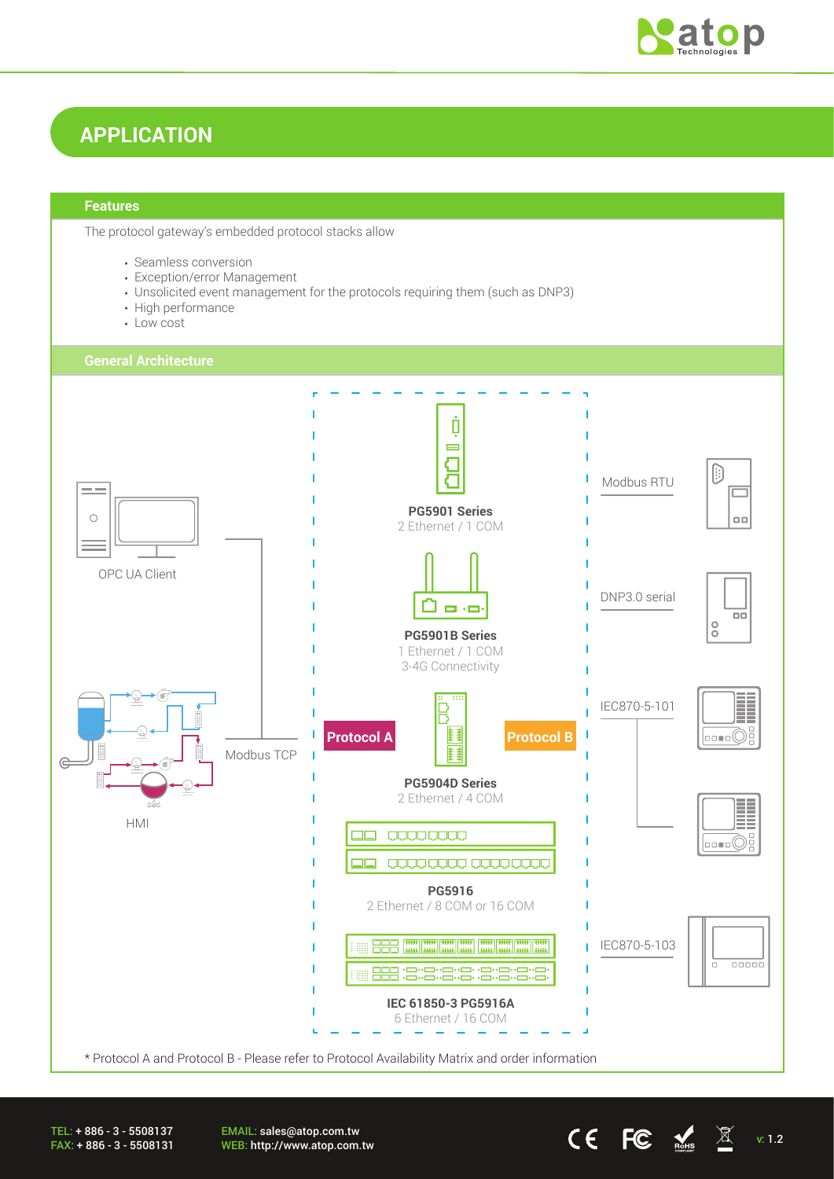# APPLICATION

## Features

The protocol gateway's embedded protocol stacks allow

- Seamless conversion
- Exception/error Management
- Unsolicited event management for the protocols requiring them (such as DNP3)
- High performance
- Low cost

## General Architecture

OPC UA Client

HMI

Modbus TCP

**PG5901 Series**
2 Ethernet / 1 COM

**PG5901B Series**
1 Ethernet / 1 COM
3-4G Connectivity

**Protocol A**

**Protocol B**

**PG5904D Series**
2 Ethernet / 4 COM

**PG5916**
2 Ethernet / 8 COM or 16 COM

**IEC 61850-3 PG5916A**
6 Ethernet / 16 COM

Modbus RTU

DNP3.0 serial

IEC870-5-101

IEC870-5-103

\* Protocol A and Protocol B - Please refer to Protocol Availability Matrix and order information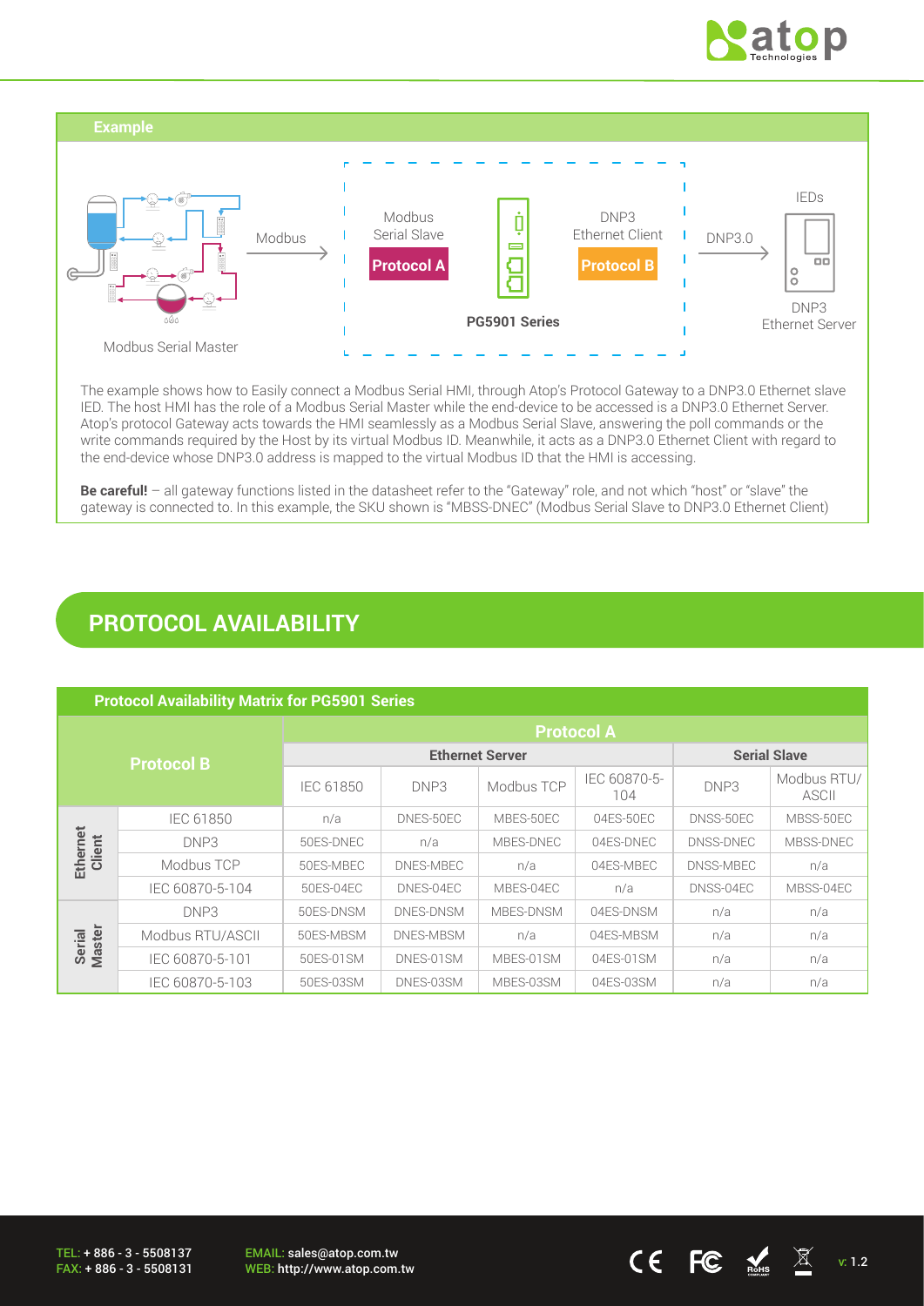### Example

Modbus Serial Master → Modbus → Modbus Serial Slave (**Protocol A**) — PG5901 Series — DNP3 Ethernet Client (**Protocol B**) → DNP3.0 → IEDs (DNP3 Ethernet Server)

The example shows how to Easily connect a Modbus Serial HMI, through Atop's Protocol Gateway to a DNP3.0 Ethernet slave IED. The host HMI has the role of a Modbus Serial Master while the end-device to be accessed is a DNP3.0 Ethernet Server. Atop's protocol Gateway acts towards the HMI seamlessly as a Modbus Serial Slave, answering the poll commands or the write commands required by the Host by its virtual Modbus ID. Meanwhile, it acts as a DNP3.0 Ethernet Client with regard to the end-device whose DNP3.0 address is mapped to the virtual Modbus ID that the HMI is accessing.

**Be careful!** – all gateway functions listed in the datasheet refer to the "Gateway" role, and not which "host" or "slave" the gateway is connected to. In this example, the SKU shown is "MBSS-DNEC" (Modbus Serial Slave to DNP3.0 Ethernet Client)

## PROTOCOL AVAILABILITY

**Protocol Availability Matrix for PG5901 Series**

| Protocol B | | Protocol A | | | | | |
|---|---|---|---|---|---|---|---|
| | | Ethernet Server | | | | Serial Slave | |
| | | IEC 61850 | DNP3 | Modbus TCP | IEC 60870-5-104 | DNP3 | Modbus RTU/ ASCII |
| Ethernet Client | IEC 61850 | n/a | DNES-50EC | MBES-50EC | 04ES-50EC | DNSS-50EC | MBSS-50EC |
| | DNP3 | 50ES-DNEC | n/a | MBES-DNEC | 04ES-DNEC | DNSS-DNEC | MBSS-DNEC |
| | Modbus TCP | 50ES-MBEC | DNES-MBEC | n/a | 04ES-MBEC | DNSS-MBEC | n/a |
| | IEC 60870-5-104 | 50ES-04EC | DNES-04EC | MBES-04EC | n/a | DNSS-04EC | MBSS-04EC |
| Serial Master | DNP3 | 50ES-DNSM | DNES-DNSM | MBES-DNSM | 04ES-DNSM | n/a | n/a |
| | Modbus RTU/ASCII | 50ES-MBSM | DNES-MBSM | n/a | 04ES-MBSM | n/a | n/a |
| | IEC 60870-5-101 | 50ES-01SM | DNES-01SM | MBES-01SM | 04ES-01SM | n/a | n/a |
| | IEC 60870-5-103 | 50ES-03SM | DNES-03SM | MBES-03SM | 04ES-03SM | n/a | n/a |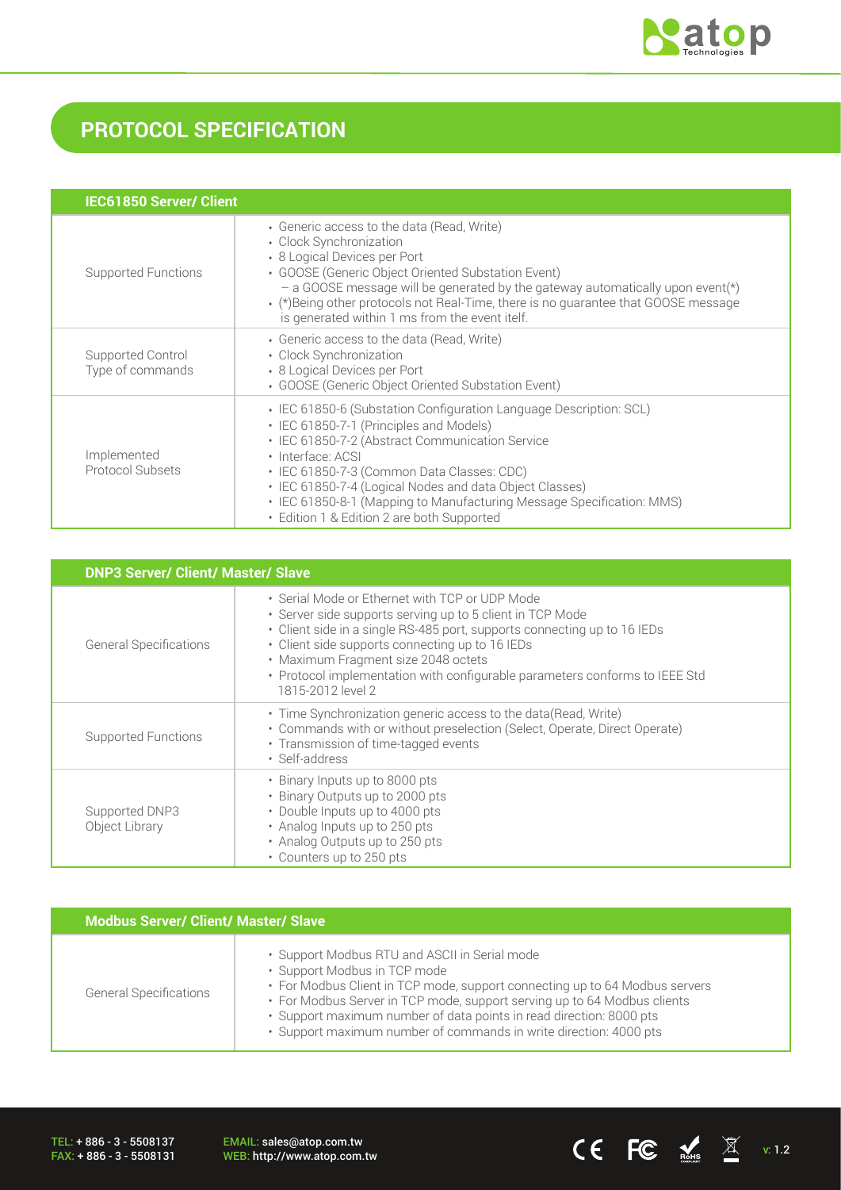## PROTOCOL SPECIFICATION

| IEC61850 Server/ Client | |
|---|---|
| Supported Functions | • Generic access to the data (Read, Write)<br>• Clock Synchronization<br>• 8 Logical Devices per Port<br>• GOOSE (Generic Object Oriented Substation Event)<br>– a GOOSE message will be generated by the gateway automatically upon event(*)<br>• (*)Being other protocols not Real-Time, there is no guarantee that GOOSE message is generated within 1 ms from the event itelf. |
| Supported Control Type of commands | • Generic access to the data (Read, Write)<br>• Clock Synchronization<br>• 8 Logical Devices per Port<br>• GOOSE (Generic Object Oriented Substation Event) |
| Implemented Protocol Subsets | • IEC 61850-6 (Substation Configuration Language Description: SCL)<br>• IEC 61850-7-1 (Principles and Models)<br>• IEC 61850-7-2 (Abstract Communication Service<br>• Interface: ACSI<br>• IEC 61850-7-3 (Common Data Classes: CDC)<br>• IEC 61850-7-4 (Logical Nodes and data Object Classes)<br>• IEC 61850-8-1 (Mapping to Manufacturing Message Specification: MMS)<br>• Edition 1 & Edition 2 are both Supported |

| DNP3 Server/ Client/ Master/ Slave | |
|---|---|
| General Specifications | • Serial Mode or Ethernet with TCP or UDP Mode<br>• Server side supports serving up to 5 client in TCP Mode<br>• Client side in a single RS-485 port, supports connecting up to 16 IEDs<br>• Client side supports connecting up to 16 IEDs<br>• Maximum Fragment size 2048 octets<br>• Protocol implementation with configurable parameters conforms to IEEE Std 1815-2012 level 2 |
| Supported Functions | • Time Synchronization generic access to the data(Read, Write)<br>• Commands with or without preselection (Select, Operate, Direct Operate)<br>• Transmission of time-tagged events<br>• Self-address |
| Supported DNP3 Object Library | • Binary Inputs up to 8000 pts<br>• Binary Outputs up to 2000 pts<br>• Double Inputs up to 4000 pts<br>• Analog Inputs up to 250 pts<br>• Analog Outputs up to 250 pts<br>• Counters up to 250 pts |

| Modbus Server/ Client/ Master/ Slave | |
|---|---|
| General Specifications | • Support Modbus RTU and ASCII in Serial mode<br>• Support Modbus in TCP mode<br>• For Modbus Client in TCP mode, support connecting up to 64 Modbus servers<br>• For Modbus Server in TCP mode, support serving up to 64 Modbus clients<br>• Support maximum number of data points in read direction: 8000 pts<br>• Support maximum number of commands in write direction: 4000 pts |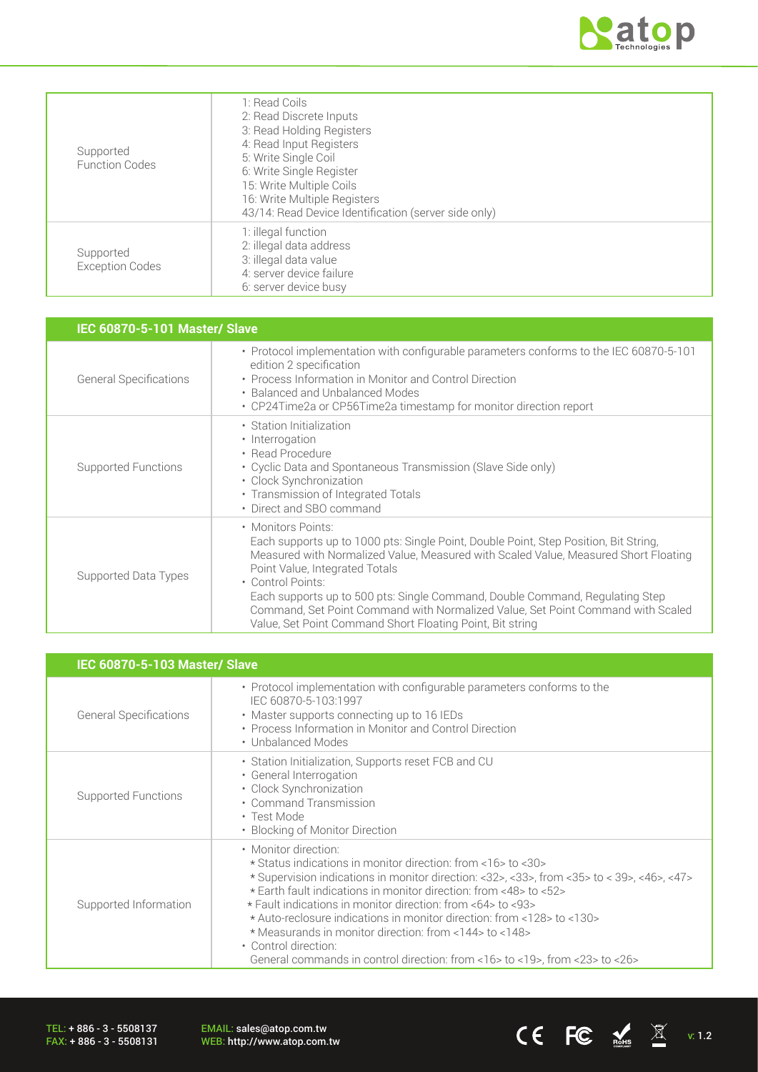| | |
|---|---|
| Supported Function Codes | 1: Read Coils<br>2: Read Discrete Inputs<br>3: Read Holding Registers<br>4: Read Input Registers<br>5: Write Single Coil<br>6: Write Single Register<br>15: Write Multiple Coils<br>16: Write Multiple Registers<br>43/14: Read Device Identification (server side only) |
| Supported Exception Codes | 1: illegal function<br>2: illegal data address<br>3: illegal data value<br>4: server device failure<br>6: server device busy |

| IEC 60870-5-101 Master/ Slave | |
|---|---|
| General Specifications | • Protocol implementation with configurable parameters conforms to the IEC 60870-5-101 edition 2 specification<br>• Process Information in Monitor and Control Direction<br>• Balanced and Unbalanced Modes<br>• CP24Time2a or CP56Time2a timestamp for monitor direction report |
| Supported Functions | • Station Initialization<br>• Interrogation<br>• Read Procedure<br>• Cyclic Data and Spontaneous Transmission (Slave Side only)<br>• Clock Synchronization<br>• Transmission of Integrated Totals<br>• Direct and SBO command |
| Supported Data Types | • Monitors Points:<br>Each supports up to 1000 pts: Single Point, Double Point, Step Position, Bit String, Measured with Normalized Value, Measured with Scaled Value, Measured Short Floating Point Value, Integrated Totals<br>• Control Points:<br>Each supports up to 500 pts: Single Command, Double Command, Regulating Step Command, Set Point Command with Normalized Value, Set Point Command with Scaled Value, Set Point Command Short Floating Point, Bit string |

| IEC 60870-5-103 Master/ Slave | |
|---|---|
| General Specifications | • Protocol implementation with configurable parameters conforms to the IEC 60870-5-103:1997<br>• Master supports connecting up to 16 IEDs<br>• Process Information in Monitor and Control Direction<br>• Unbalanced Modes |
| Supported Functions | • Station Initialization, Supports reset FCB and CU<br>• General Interrogation<br>• Clock Synchronization<br>• Command Transmission<br>• Test Mode<br>• Blocking of Monitor Direction |
| Supported Information | • Monitor direction:<br>* Status indications in monitor direction: from <16> to <30><br>* Supervision indications in monitor direction: <32>, <33>, from <35> to < 39>, <46>, <47><br>* Earth fault indications in monitor direction: from <48> to <52><br>* Fault indications in monitor direction: from <64> to <93><br>* Auto-reclosure indications in monitor direction: from <128> to <130><br>* Measurands in monitor direction: from <144> to <148><br>• Control direction:<br>General commands in control direction: from <16> to <19>, from <23> to <26> |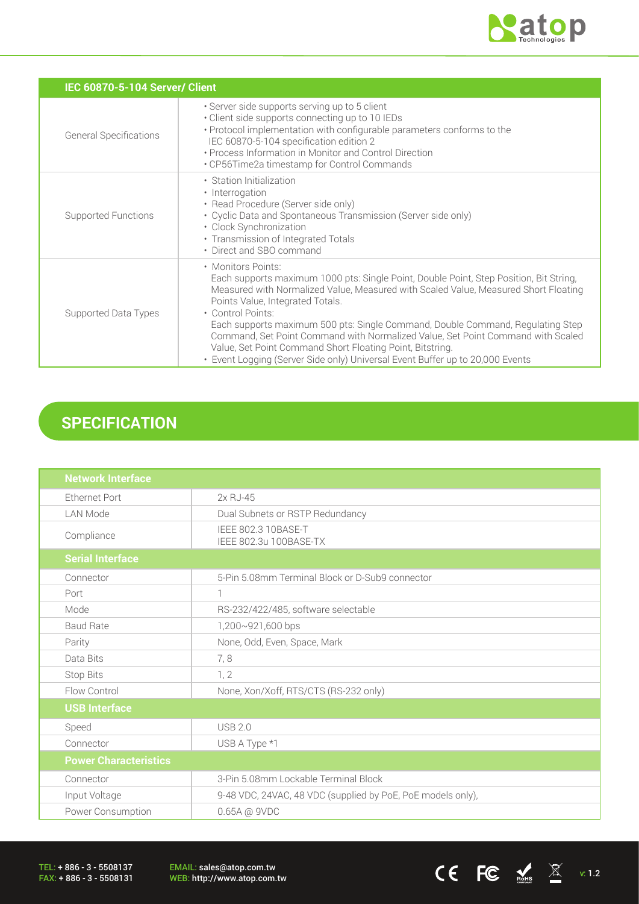| IEC 60870-5-104 Server/ Client | |
|---|---|
| General Specifications | • Server side supports serving up to 5 client<br>• Client side supports connecting up to 10 IEDs<br>• Protocol implementation with configurable parameters conforms to the IEC 60870-5-104 specification edition 2<br>• Process Information in Monitor and Control Direction<br>• CP56Time2a timestamp for Control Commands |
| Supported Functions | • Station Initialization<br>• Interrogation<br>• Read Procedure (Server side only)<br>• Cyclic Data and Spontaneous Transmission (Server side only)<br>• Clock Synchronization<br>• Transmission of Integrated Totals<br>• Direct and SBO command |
| Supported Data Types | • Monitors Points:<br>Each supports maximum 1000 pts: Single Point, Double Point, Step Position, Bit String, Measured with Normalized Value, Measured with Scaled Value, Measured Short Floating Points Value, Integrated Totals.<br>• Control Points:<br>Each supports maximum 500 pts: Single Command, Double Command, Regulating Step Command, Set Point Command with Normalized Value, Set Point Command with Scaled Value, Set Point Command Short Floating Point, Bitstring.<br>• Event Logging (Server Side only) Universal Event Buffer up to 20,000 Events |

## SPECIFICATION

| Network Interface | |
|---|---|
| Ethernet Port | 2x RJ-45 |
| LAN Mode | Dual Subnets or RSTP Redundancy |
| Compliance | IEEE 802.3 10BASE-T<br>IEEE 802.3u 100BASE-TX |
| **Serial Interface** | |
| Connector | 5-Pin 5.08mm Terminal Block or D-Sub9 connector |
| Port | 1 |
| Mode | RS-232/422/485, software selectable |
| Baud Rate | 1,200~921,600 bps |
| Parity | None, Odd, Even, Space, Mark |
| Data Bits | 7, 8 |
| Stop Bits | 1, 2 |
| Flow Control | None, Xon/Xoff, RTS/CTS (RS-232 only) |
| **USB Interface** | |
| Speed | USB 2.0 |
| Connector | USB A Type *1 |
| **Power Characteristics** | |
| Connector | 3-Pin 5.08mm Lockable Terminal Block |
| Input Voltage | 9-48 VDC, 24VAC, 48 VDC (supplied by PoE, PoE models only), |
| Power Consumption | 0.65A @ 9VDC |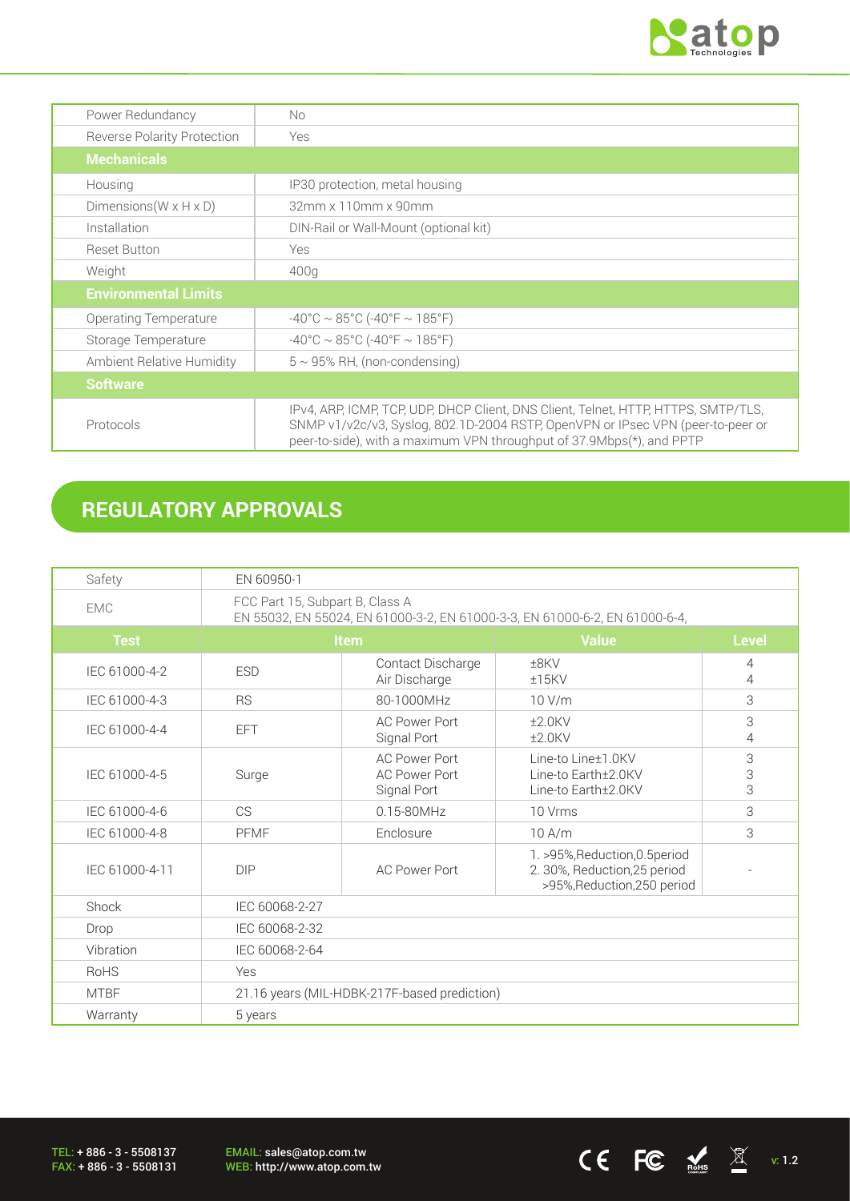| | |
|---|---|
| Power Redundancy | No |
| Reverse Polarity Protection | Yes |
| **Mechanicals** | |
| Housing | IP30 protection, metal housing |
| Dimensions(W x H x D) | 32mm x 110mm x 90mm |
| Installation | DIN-Rail or Wall-Mount (optional kit) |
| Reset Button | Yes |
| Weight | 400g |
| **Environmental Limits** | |
| Operating Temperature | -40°C ~ 85°C (-40°F ~ 185°F) |
| Storage Temperature | -40°C ~ 85°C (-40°F ~ 185°F) |
| Ambient Relative Humidity | 5 ~ 95% RH, (non-condensing) |
| **Software** | |
| Protocols | IPv4, ARP, ICMP, TCP, UDP, DHCP Client, DNS Client, Telnet, HTTP, HTTPS, SMTP/TLS, SNMP v1/v2c/v3, Syslog, 802.1D-2004 RSTP, OpenVPN or IPsec VPN (peer-to-peer or peer-to-side), with a maximum VPN throughput of 37.9Mbps(*), and PPTP |

## REGULATORY APPROVALS

| | | | | |
|---|---|---|---|---|
| Safety | EN 60950-1 | | | |
| EMC | FCC Part 15, Subpart B, Class A<br>EN 55032, EN 55024, EN 61000-3-2, EN 61000-3-3, EN 61000-6-2, EN 61000-6-4, | | | |
| **Test** | **Item** | | **Value** | **Level** |
| IEC 61000-4-2 | ESD | Contact Discharge<br>Air Discharge | ±8KV<br>±15KV | 4<br>4 |
| IEC 61000-4-3 | RS | 80-1000MHz | 10 V/m | 3 |
| IEC 61000-4-4 | EFT | AC Power Port<br>Signal Port | ±2.0KV<br>±2.0KV | 3<br>4 |
| IEC 61000-4-5 | Surge | AC Power Port<br>AC Power Port<br>Signal Port | Line-to Line±1.0KV<br>Line-to Earth±2.0KV<br>Line-to Earth±2.0KV | 3<br>3<br>3 |
| IEC 61000-4-6 | CS | 0.15-80MHz | 10 Vrms | 3 |
| IEC 61000-4-8 | PFMF | Enclosure | 10 A/m | 3 |
| IEC 61000-4-11 | DIP | AC Power Port | 1. >95%,Reduction,0.5period<br>2. 30%, Reduction,25 period<br>>95%,Reduction,250 period | - |
| Shock | IEC 60068-2-27 | | | |
| Drop | IEC 60068-2-32 | | | |
| Vibration | IEC 60068-2-64 | | | |
| RoHS | Yes | | | |
| MTBF | 21.16 years (MIL-HDBK-217F-based prediction) | | | |
| Warranty | 5 years | | | |

TEL: + 886 - 3 - 5508137
FAX: + 886 - 3 - 5508131

EMAIL: sales@atop.com.tw
WEB: http://www.atop.com.tw

v: 1.2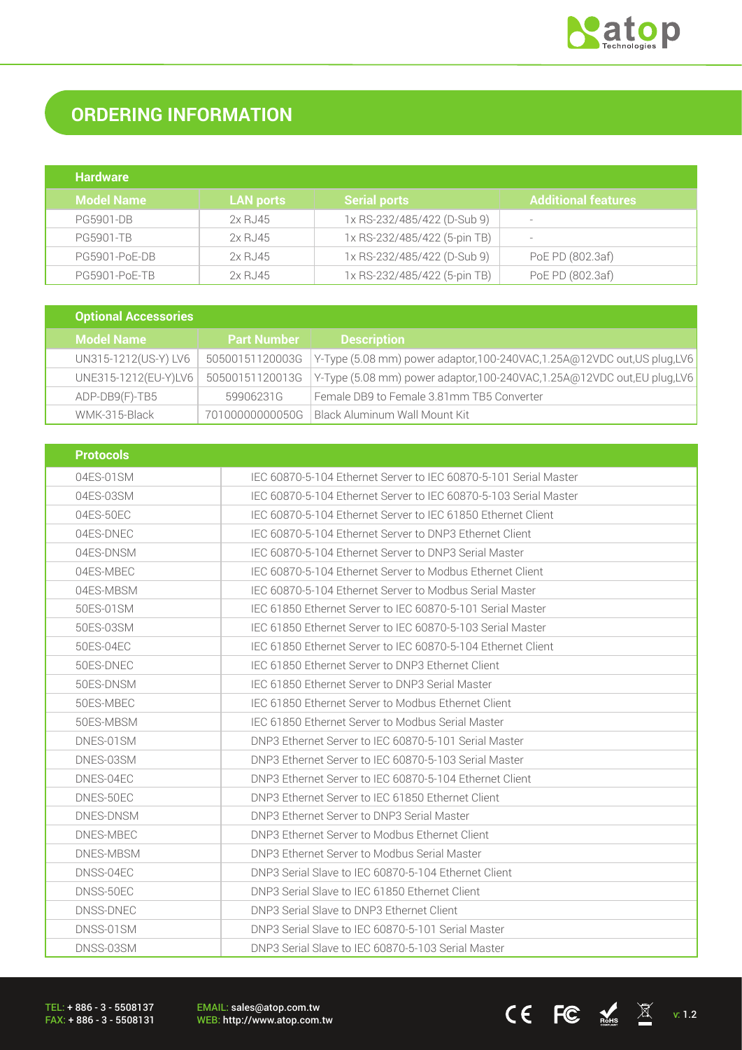## ORDERING INFORMATION

| Hardware | | | |
|---|---|---|---|
| **Model Name** | **LAN ports** | **Serial ports** | **Additional features** |
| PG5901-DB | 2x RJ45 | 1x RS-232/485/422 (D-Sub 9) | - |
| PG5901-TB | 2x RJ45 | 1x RS-232/485/422 (5-pin TB) | - |
| PG5901-PoE-DB | 2x RJ45 | 1x RS-232/485/422 (D-Sub 9) | PoE PD (802.3af) |
| PG5901-PoE-TB | 2x RJ45 | 1x RS-232/485/422 (5-pin TB) | PoE PD (802.3af) |

| Optional Accessories | | |
|---|---|---|
| **Model Name** | **Part Number** | **Description** |
| UN315-1212(US-Y) LV6 | 50500151120003G | Y-Type (5.08 mm) power adaptor,100-240VAC,1.25A@12VDC out,US plug,LV6 |
| UNE315-1212(EU-Y)LV6 | 50500151120013G | Y-Type (5.08 mm) power adaptor,100-240VAC,1.25A@12VDC out,EU plug,LV6 |
| ADP-DB9(F)-TB5 | 59906231G | Female DB9 to Female 3.81mm TB5 Converter |
| WMK-315-Black | 70100000000050G | Black Aluminum Wall Mount Kit |

| Protocols | |
|---|---|
| 04ES-01SM | IEC 60870-5-104 Ethernet Server to IEC 60870-5-101 Serial Master |
| 04ES-03SM | IEC 60870-5-104 Ethernet Server to IEC 60870-5-103 Serial Master |
| 04ES-50EC | IEC 60870-5-104 Ethernet Server to IEC 61850 Ethernet Client |
| 04ES-DNEC | IEC 60870-5-104 Ethernet Server to DNP3 Ethernet Client |
| 04ES-DNSM | IEC 60870-5-104 Ethernet Server to DNP3 Serial Master |
| 04ES-MBEC | IEC 60870-5-104 Ethernet Server to Modbus Ethernet Client |
| 04ES-MBSM | IEC 60870-5-104 Ethernet Server to Modbus Serial Master |
| 50ES-01SM | IEC 61850 Ethernet Server to IEC 60870-5-101 Serial Master |
| 50ES-03SM | IEC 61850 Ethernet Server to IEC 60870-5-103 Serial Master |
| 50ES-04EC | IEC 61850 Ethernet Server to IEC 60870-5-104 Ethernet Client |
| 50ES-DNEC | IEC 61850 Ethernet Server to DNP3 Ethernet Client |
| 50ES-DNSM | IEC 61850 Ethernet Server to DNP3 Serial Master |
| 50ES-MBEC | IEC 61850 Ethernet Server to Modbus Ethernet Client |
| 50ES-MBSM | IEC 61850 Ethernet Server to Modbus Serial Master |
| DNES-01SM | DNP3 Ethernet Server to IEC 60870-5-101 Serial Master |
| DNES-03SM | DNP3 Ethernet Server to IEC 60870-5-103 Serial Master |
| DNES-04EC | DNP3 Ethernet Server to IEC 60870-5-104 Ethernet Client |
| DNES-50EC | DNP3 Ethernet Server to IEC 61850 Ethernet Client |
| DNES-DNSM | DNP3 Ethernet Server to DNP3 Serial Master |
| DNES-MBEC | DNP3 Ethernet Server to Modbus Ethernet Client |
| DNES-MBSM | DNP3 Ethernet Server to Modbus Serial Master |
| DNSS-04EC | DNP3 Serial Slave to IEC 60870-5-104 Ethernet Client |
| DNSS-50EC | DNP3 Serial Slave to IEC 61850 Ethernet Client |
| DNSS-DNEC | DNP3 Serial Slave to DNP3 Ethernet Client |
| DNSS-01SM | DNP3 Serial Slave to IEC 60870-5-101 Serial Master |
| DNSS-03SM | DNP3 Serial Slave to IEC 60870-5-103 Serial Master |

TEL: + 886 - 3 - 5508137
FAX: + 886 - 3 - 5508131

EMAIL: sales@atop.com.tw
WEB: http://www.atop.com.tw

v: 1.2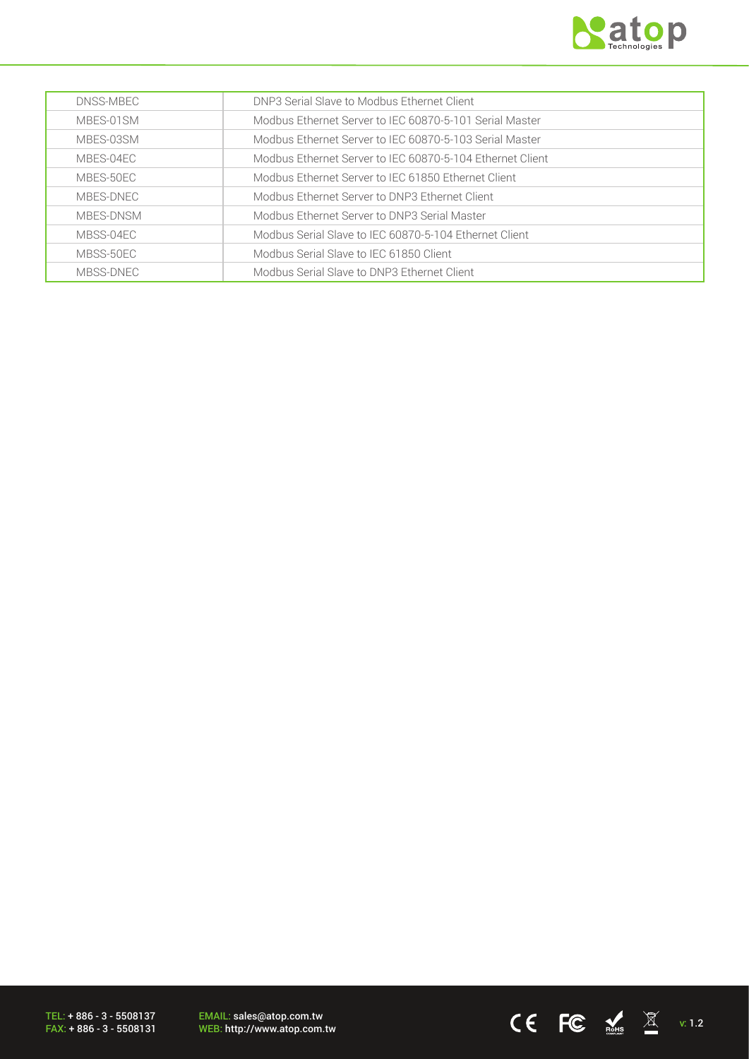| | |
|---|---|
| DNSS-MBEC | DNP3 Serial Slave to Modbus Ethernet Client |
| MBES-01SM | Modbus Ethernet Server to IEC 60870-5-101 Serial Master |
| MBES-03SM | Modbus Ethernet Server to IEC 60870-5-103 Serial Master |
| MBES-04EC | Modbus Ethernet Server to IEC 60870-5-104 Ethernet Client |
| MBES-50EC | Modbus Ethernet Server to IEC 61850 Ethernet Client |
| MBES-DNEC | Modbus Ethernet Server to DNP3 Ethernet Client |
| MBES-DNSM | Modbus Ethernet Server to DNP3 Serial Master |
| MBSS-04EC | Modbus Serial Slave to IEC 60870-5-104 Ethernet Client |
| MBSS-50EC | Modbus Serial Slave to IEC 61850 Client |
| MBSS-DNEC | Modbus Serial Slave to DNP3 Ethernet Client |